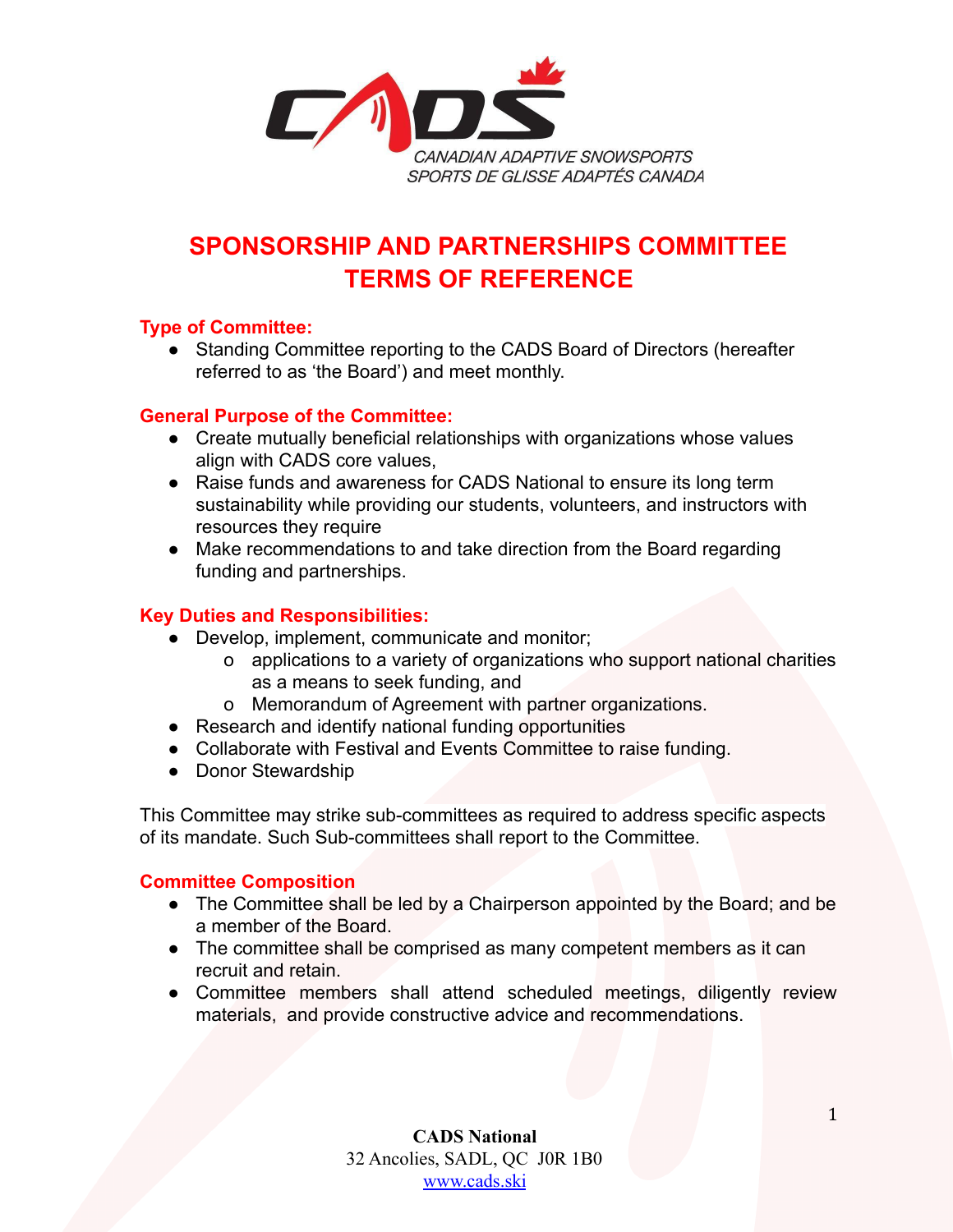CANADIAN ADAPTIVE SNOWSPORTS
SPORTS DE GLISSE ADAPTÉS CANADA

# SPONSORSHIP AND PARTNERSHIPS COMMITTEE TERMS OF REFERENCE

### Type of Committee:

- Standing Committee reporting to the CADS Board of Directors (hereafter referred to as 'the Board') and meet monthly.

### General Purpose of the Committee:

- Create mutually beneficial relationships with organizations whose values align with CADS core values,
- Raise funds and awareness for CADS National to ensure its long term sustainability while providing our students, volunteers, and instructors with resources they require
- Make recommendations to and take direction from the Board regarding funding and partnerships.

### Key Duties and Responsibilities:

- Develop, implement, communicate and monitor;
    - o applications to a variety of organizations who support national charities as a means to seek funding, and
    - o Memorandum of Agreement with partner organizations.
- Research and identify national funding opportunities
- Collaborate with Festival and Events Committee to raise funding.
- Donor Stewardship

This Committee may strike sub-committees as required to address specific aspects of its mandate. Such Sub-committees shall report to the Committee.

### Committee Composition

- The Committee shall be led by a Chairperson appointed by the Board; and be a member of the Board.
- The committee shall be comprised as many competent members as it can recruit and retain.
- Committee members shall attend scheduled meetings, diligently review materials, and provide constructive advice and recommendations.

**CADS National**
32 Ancolies, SADL, QC J0R 1B0
www.cads.ski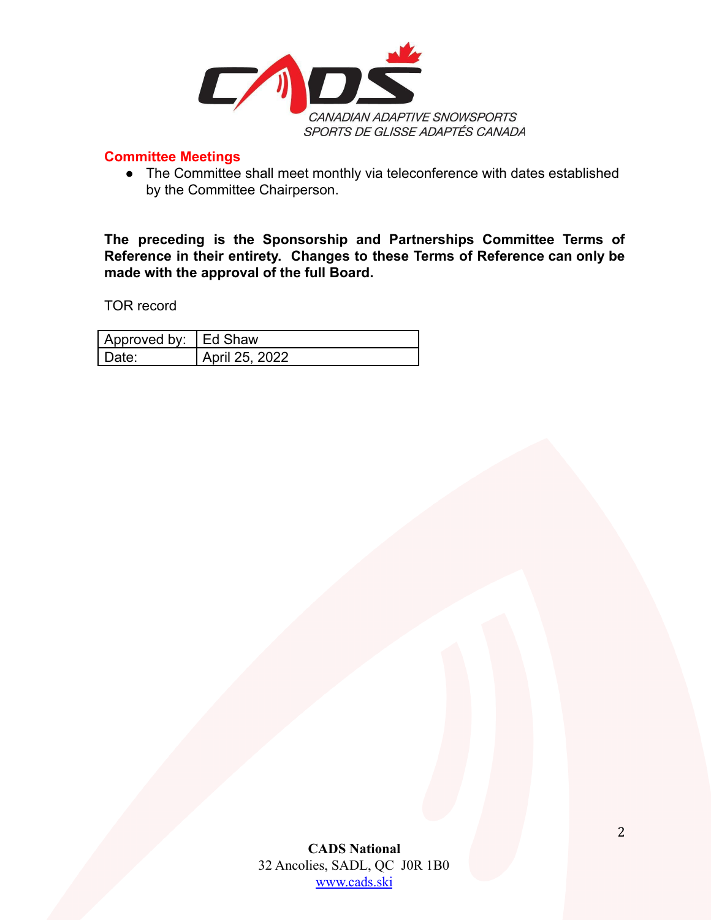### Committee Meetings

- The Committee shall meet monthly via teleconference with dates established by the Committee Chairperson.

**The preceding is the Sponsorship and Partnerships Committee Terms of Reference in their entirety. Changes to these Terms of Reference can only be made with the approval of the full Board.**

TOR record

| | |
|---|---|
| Approved by: | Ed Shaw |
| Date: | April 25, 2022 |